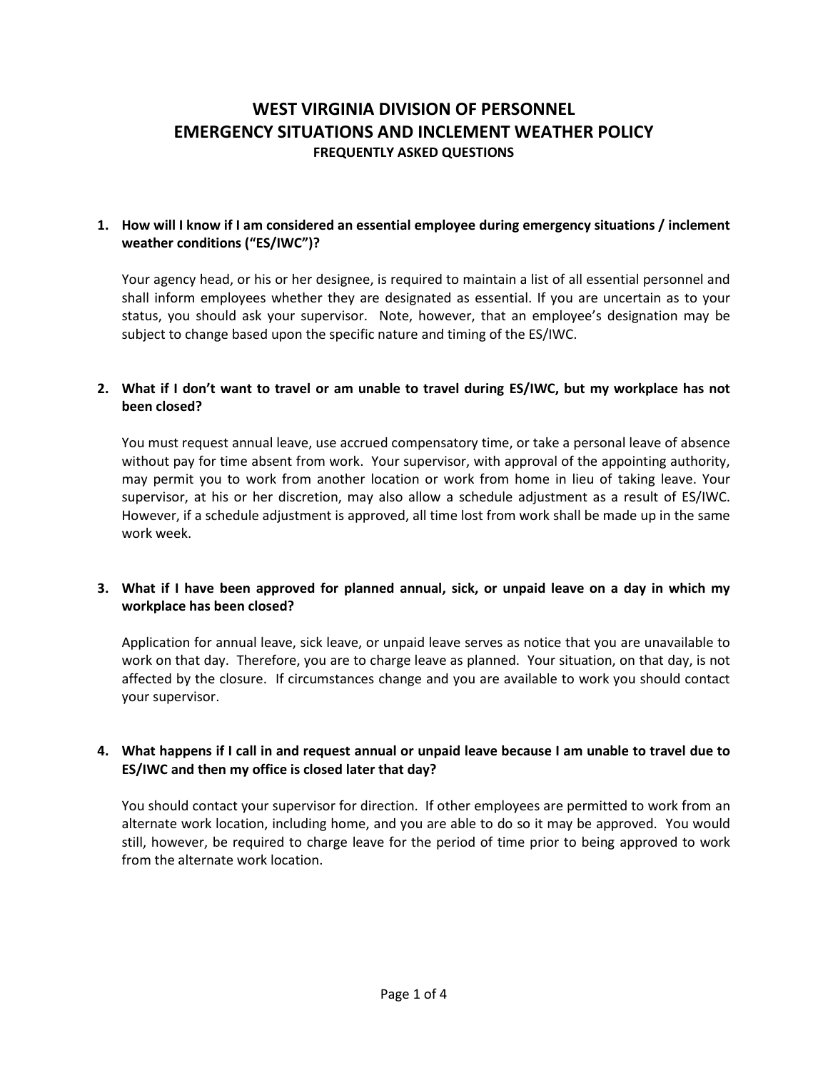# WEST VIRGINIA DIVISION OF PERSONNEL
# EMERGENCY SITUATIONS AND INCLEMENT WEATHER POLICY
## FREQUENTLY ASKED QUESTIONS

1. **How will I know if I am considered an essential employee during emergency situations / inclement weather conditions ("ES/IWC")?**

   Your agency head, or his or her designee, is required to maintain a list of all essential personnel and shall inform employees whether they are designated as essential. If you are uncertain as to your status, you should ask your supervisor. Note, however, that an employee's designation may be subject to change based upon the specific nature and timing of the ES/IWC.

2. **What if I don't want to travel or am unable to travel during ES/IWC, but my workplace has not been closed?**

   You must request annual leave, use accrued compensatory time, or take a personal leave of absence without pay for time absent from work. Your supervisor, with approval of the appointing authority, may permit you to work from another location or work from home in lieu of taking leave. Your supervisor, at his or her discretion, may also allow a schedule adjustment as a result of ES/IWC. However, if a schedule adjustment is approved, all time lost from work shall be made up in the same work week.

3. **What if I have been approved for planned annual, sick, or unpaid leave on a day in which my workplace has been closed?**

   Application for annual leave, sick leave, or unpaid leave serves as notice that you are unavailable to work on that day. Therefore, you are to charge leave as planned. Your situation, on that day, is not affected by the closure. If circumstances change and you are available to work you should contact your supervisor.

4. **What happens if I call in and request annual or unpaid leave because I am unable to travel due to ES/IWC and then my office is closed later that day?**

   You should contact your supervisor for direction. If other employees are permitted to work from an alternate work location, including home, and you are able to do so it may be approved. You would still, however, be required to charge leave for the period of time prior to being approved to work from the alternate work location.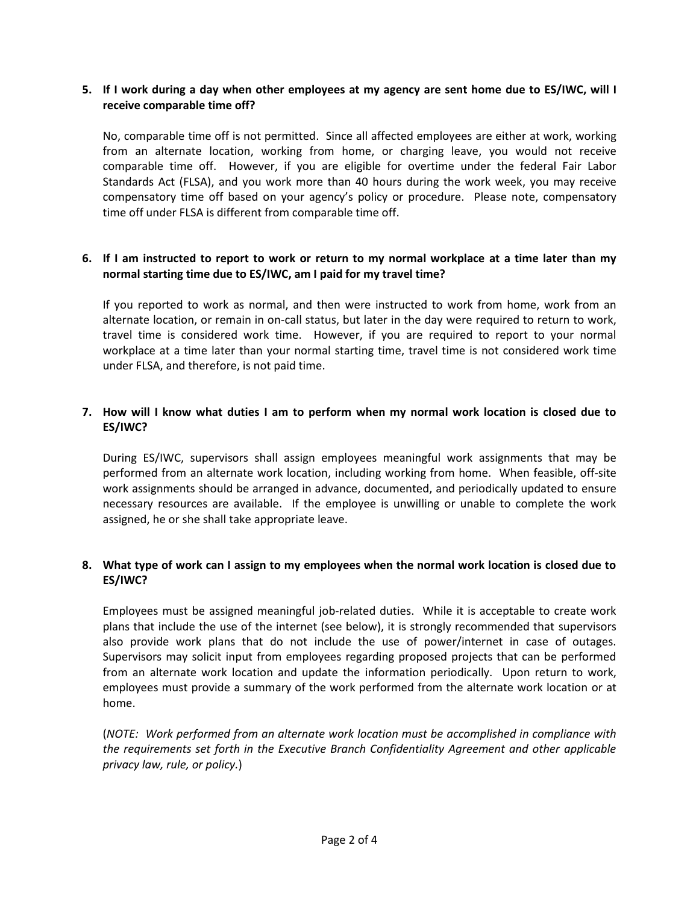**5. If I work during a day when other employees at my agency are sent home due to ES/IWC, will I receive comparable time off?**

No, comparable time off is not permitted. Since all affected employees are either at work, working from an alternate location, working from home, or charging leave, you would not receive comparable time off. However, if you are eligible for overtime under the federal Fair Labor Standards Act (FLSA), and you work more than 40 hours during the work week, you may receive compensatory time off based on your agency's policy or procedure. Please note, compensatory time off under FLSA is different from comparable time off.

**6. If I am instructed to report to work or return to my normal workplace at a time later than my normal starting time due to ES/IWC, am I paid for my travel time?**

If you reported to work as normal, and then were instructed to work from home, work from an alternate location, or remain in on-call status, but later in the day were required to return to work, travel time is considered work time. However, if you are required to report to your normal workplace at a time later than your normal starting time, travel time is not considered work time under FLSA, and therefore, is not paid time.

**7. How will I know what duties I am to perform when my normal work location is closed due to ES/IWC?**

During ES/IWC, supervisors shall assign employees meaningful work assignments that may be performed from an alternate work location, including working from home. When feasible, off-site work assignments should be arranged in advance, documented, and periodically updated to ensure necessary resources are available. If the employee is unwilling or unable to complete the work assigned, he or she shall take appropriate leave.

**8. What type of work can I assign to my employees when the normal work location is closed due to ES/IWC?**

Employees must be assigned meaningful job-related duties. While it is acceptable to create work plans that include the use of the internet (see below), it is strongly recommended that supervisors also provide work plans that do not include the use of power/internet in case of outages. Supervisors may solicit input from employees regarding proposed projects that can be performed from an alternate work location and update the information periodically. Upon return to work, employees must provide a summary of the work performed from the alternate work location or at home.

(*NOTE: Work performed from an alternate work location must be accomplished in compliance with the requirements set forth in the Executive Branch Confidentiality Agreement and other applicable privacy law, rule, or policy.*)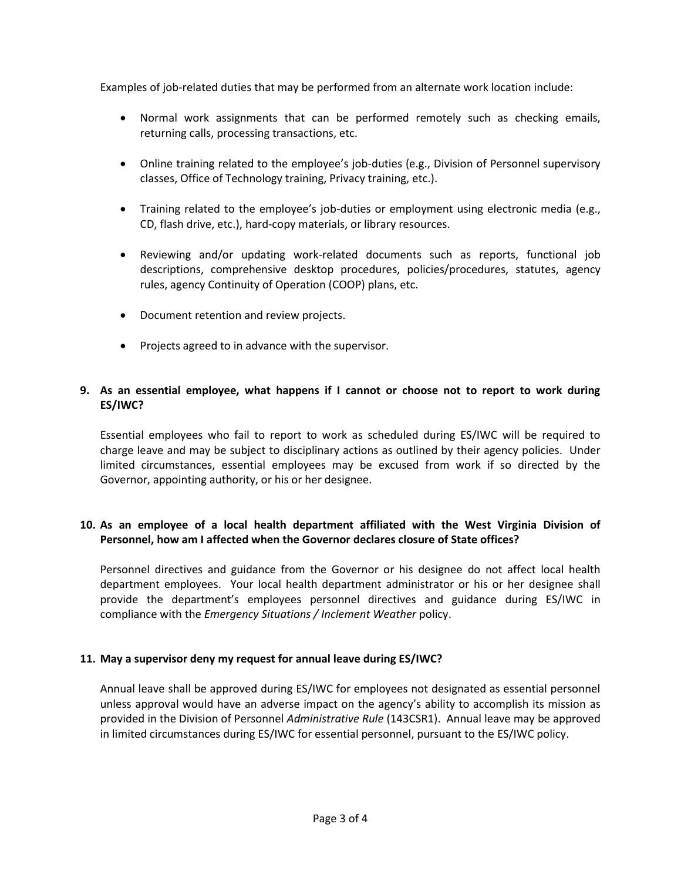Examples of job-related duties that may be performed from an alternate work location include:

- Normal work assignments that can be performed remotely such as checking emails, returning calls, processing transactions, etc.
- Online training related to the employee's job-duties (e.g., Division of Personnel supervisory classes, Office of Technology training, Privacy training, etc.).
- Training related to the employee's job-duties or employment using electronic media (e.g., CD, flash drive, etc.), hard-copy materials, or library resources.
- Reviewing and/or updating work-related documents such as reports, functional job descriptions, comprehensive desktop procedures, policies/procedures, statutes, agency rules, agency Continuity of Operation (COOP) plans, etc.
- Document retention and review projects.
- Projects agreed to in advance with the supervisor.

**9. As an essential employee, what happens if I cannot or choose not to report to work during ES/IWC?**

Essential employees who fail to report to work as scheduled during ES/IWC will be required to charge leave and may be subject to disciplinary actions as outlined by their agency policies. Under limited circumstances, essential employees may be excused from work if so directed by the Governor, appointing authority, or his or her designee.

**10. As an employee of a local health department affiliated with the West Virginia Division of Personnel, how am I affected when the Governor declares closure of State offices?**

Personnel directives and guidance from the Governor or his designee do not affect local health department employees. Your local health department administrator or his or her designee shall provide the department's employees personnel directives and guidance during ES/IWC in compliance with the *Emergency Situations / Inclement Weather* policy.

**11. May a supervisor deny my request for annual leave during ES/IWC?**

Annual leave shall be approved during ES/IWC for employees not designated as essential personnel unless approval would have an adverse impact on the agency's ability to accomplish its mission as provided in the Division of Personnel *Administrative Rule* (143CSR1). Annual leave may be approved in limited circumstances during ES/IWC for essential personnel, pursuant to the ES/IWC policy.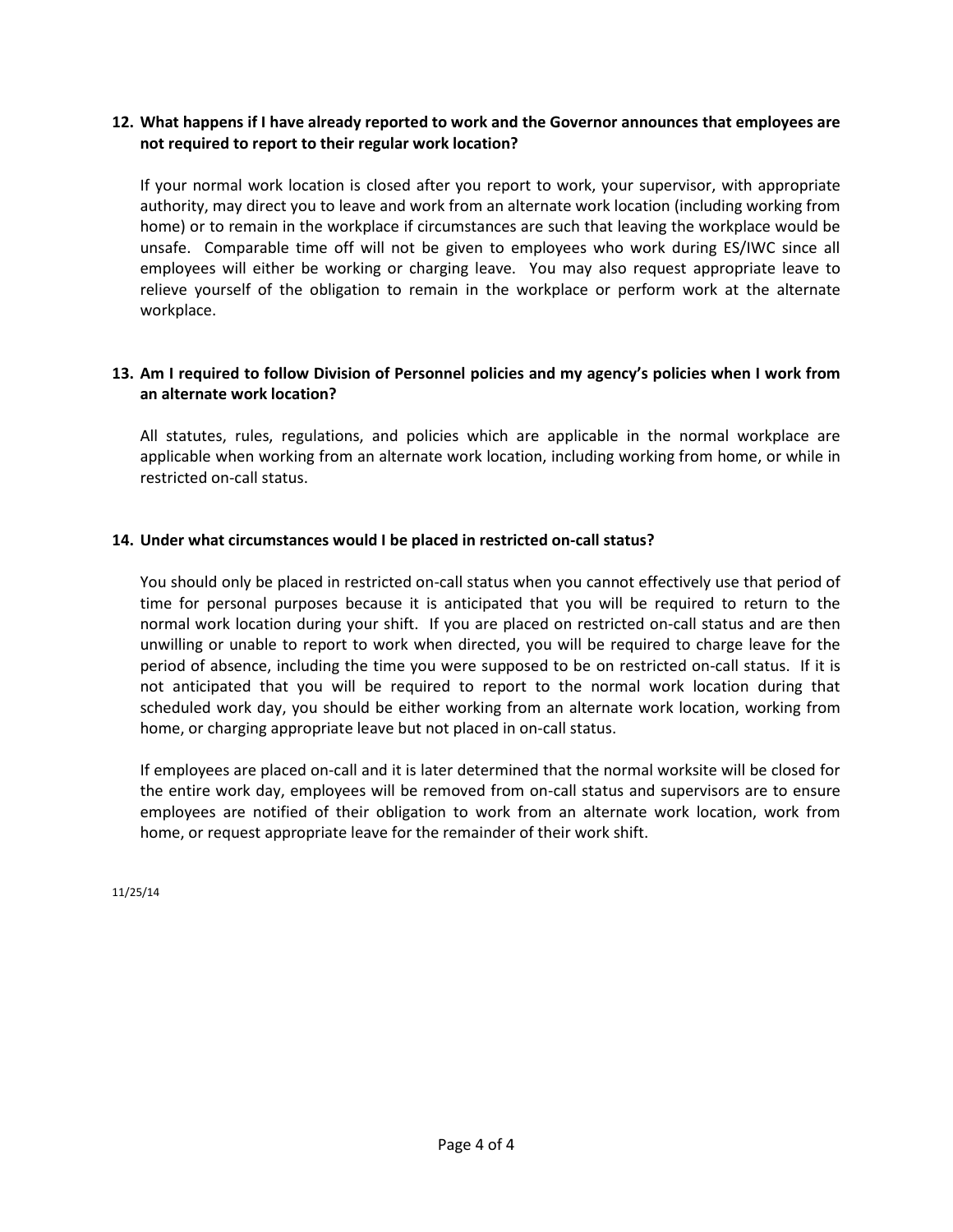**12. What happens if I have already reported to work and the Governor announces that employees are not required to report to their regular work location?**

If your normal work location is closed after you report to work, your supervisor, with appropriate authority, may direct you to leave and work from an alternate work location (including working from home) or to remain in the workplace if circumstances are such that leaving the workplace would be unsafe. Comparable time off will not be given to employees who work during ES/IWC since all employees will either be working or charging leave. You may also request appropriate leave to relieve yourself of the obligation to remain in the workplace or perform work at the alternate workplace.

**13. Am I required to follow Division of Personnel policies and my agency's policies when I work from an alternate work location?**

All statutes, rules, regulations, and policies which are applicable in the normal workplace are applicable when working from an alternate work location, including working from home, or while in restricted on-call status.

**14. Under what circumstances would I be placed in restricted on-call status?**

You should only be placed in restricted on-call status when you cannot effectively use that period of time for personal purposes because it is anticipated that you will be required to return to the normal work location during your shift. If you are placed on restricted on-call status and are then unwilling or unable to report to work when directed, you will be required to charge leave for the period of absence, including the time you were supposed to be on restricted on-call status. If it is not anticipated that you will be required to report to the normal work location during that scheduled work day, you should be either working from an alternate work location, working from home, or charging appropriate leave but not placed in on-call status.

If employees are placed on-call and it is later determined that the normal worksite will be closed for the entire work day, employees will be removed from on-call status and supervisors are to ensure employees are notified of their obligation to work from an alternate work location, work from home, or request appropriate leave for the remainder of their work shift.

11/25/14